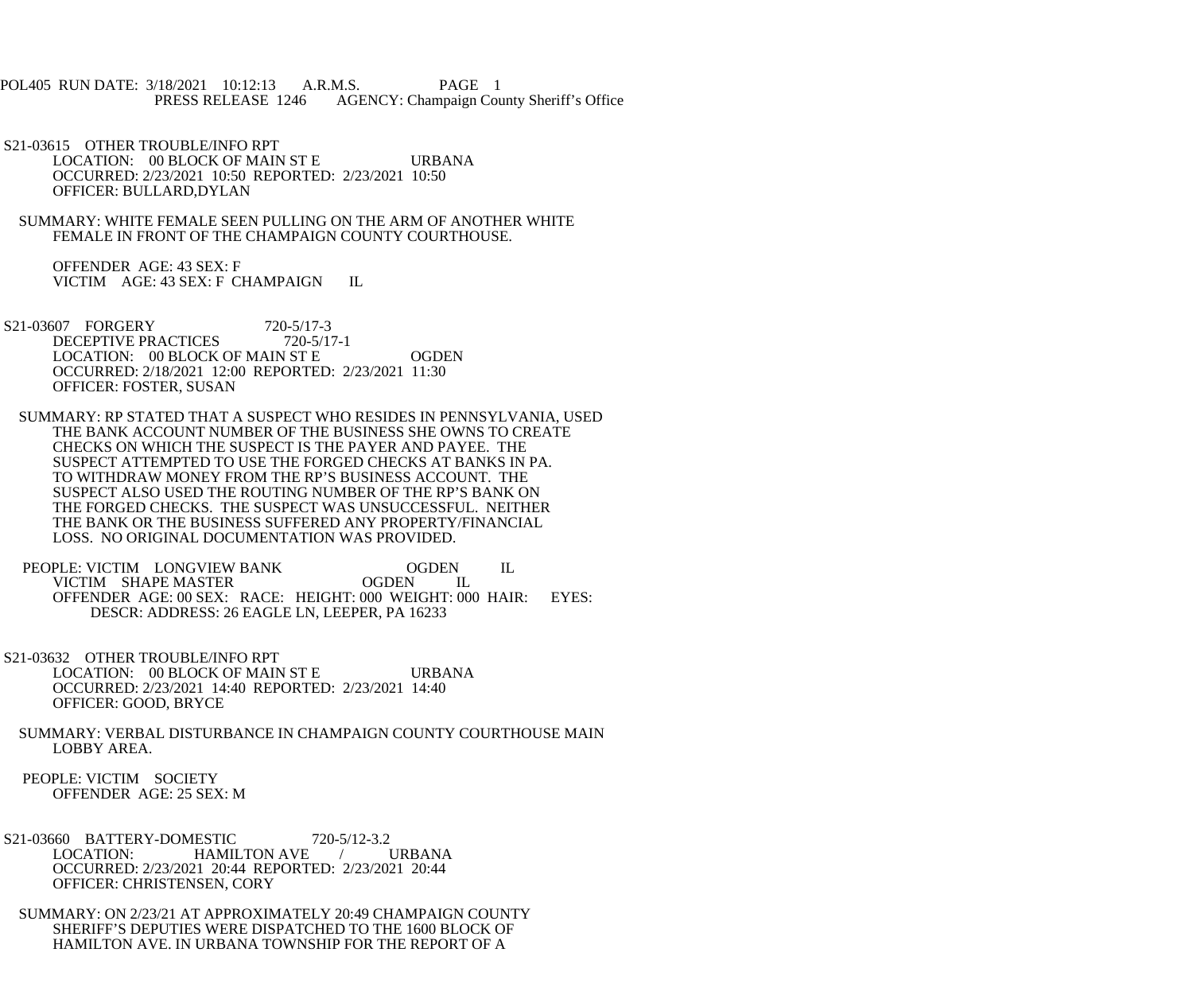POL405 RUN DATE: 3/18/2021 10:12:13 A.R.M.S. PAGE 1
PRESS RELEASE 1246 AGENCY: Champaign County Sheriff's Office

S21-03615 OTHER TROUBLE/INFO RPT
LOCATION: 00 BLOCK OF MAIN ST E URBANA
OCCURRED: 2/23/2021 10:50 REPORTED: 2/23/2021 10:50
OFFICER: BULLARD,DYLAN

SUMMARY: WHITE FEMALE SEEN PULLING ON THE ARM OF ANOTHER WHITE FEMALE IN FRONT OF THE CHAMPAIGN COUNTY COURTHOUSE.

OFFENDER AGE: 43 SEX: F
VICTIM AGE: 43 SEX: F CHAMPAIGN IL

S21-03607 FORGERY 720-5/17-3
DECEPTIVE PRACTICES 720-5/17-1
LOCATION: 00 BLOCK OF MAIN ST E OGDEN
OCCURRED: 2/18/2021 12:00 REPORTED: 2/23/2021 11:30
OFFICER: FOSTER, SUSAN

SUMMARY: RP STATED THAT A SUSPECT WHO RESIDES IN PENNSYLVANIA, USED THE BANK ACCOUNT NUMBER OF THE BUSINESS SHE OWNS TO CREATE CHECKS ON WHICH THE SUSPECT IS THE PAYER AND PAYEE. THE SUSPECT ATTEMPTED TO USE THE FORGED CHECKS AT BANKS IN PA. TO WITHDRAW MONEY FROM THE RP'S BUSINESS ACCOUNT. THE SUSPECT ALSO USED THE ROUTING NUMBER OF THE RP'S BANK ON THE FORGED CHECKS. THE SUSPECT WAS UNSUCCESSFUL. NEITHER THE BANK OR THE BUSINESS SUFFERED ANY PROPERTY/FINANCIAL LOSS. NO ORIGINAL DOCUMENTATION WAS PROVIDED.

PEOPLE: VICTIM LONGVIEW BANK OGDEN IL
VICTIM SHAPE MASTER OGDEN IL
OFFENDER AGE: 00 SEX: RACE: HEIGHT: 000 WEIGHT: 000 HAIR: EYES:
DESCR: ADDRESS: 26 EAGLE LN, LEEPER, PA 16233

S21-03632 OTHER TROUBLE/INFO RPT
LOCATION: 00 BLOCK OF MAIN ST E URBANA
OCCURRED: 2/23/2021 14:40 REPORTED: 2/23/2021 14:40
OFFICER: GOOD, BRYCE

SUMMARY: VERBAL DISTURBANCE IN CHAMPAIGN COUNTY COURTHOUSE MAIN LOBBY AREA.

PEOPLE: VICTIM SOCIETY
OFFENDER AGE: 25 SEX: M

S21-03660 BATTERY-DOMESTIC 720-5/12-3.2
LOCATION: HAMILTON AVE / URBANA
OCCURRED: 2/23/2021 20:44 REPORTED: 2/23/2021 20:44
OFFICER: CHRISTENSEN, CORY

SUMMARY: ON 2/23/21 AT APPROXIMATELY 20:49 CHAMPAIGN COUNTY SHERIFF'S DEPUTIES WERE DISPATCHED TO THE 1600 BLOCK OF HAMILTON AVE. IN URBANA TOWNSHIP FOR THE REPORT OF A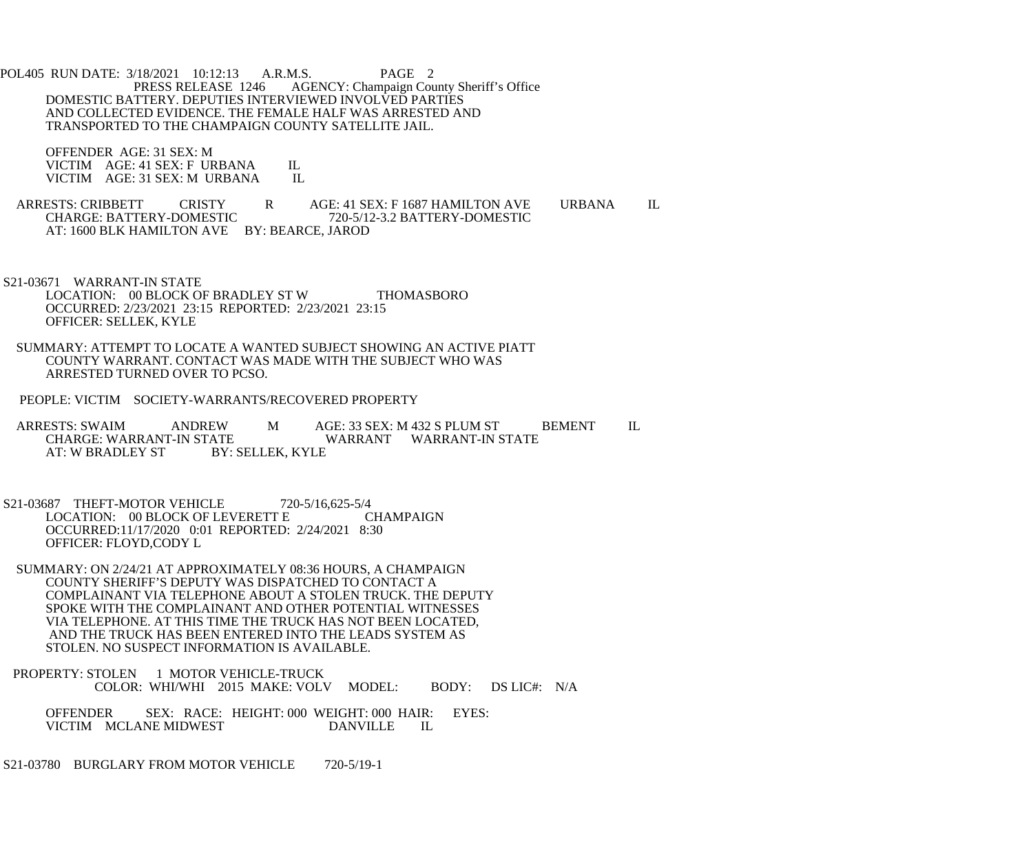DOMESTIC BATTERY. DEPUTIES INTERVIEWED INVOLVED PARTIES AND COLLECTED EVIDENCE. THE FEMALE HALF WAS ARRESTED AND TRANSPORTED TO THE CHAMPAIGN COUNTY SATELLITE JAIL.

OFFENDER AGE: 31 SEX: M
VICTIM AGE: 41 SEX: F URBANA IL
VICTIM AGE: 31 SEX: M URBANA IL

ARRESTS: CRIBBETT CRISTY R AGE: 41 SEX: F 1687 HAMILTON AVE URBANA IL
CHARGE: BATTERY-DOMESTIC 720-5/12-3.2 BATTERY-DOMESTIC
AT: 1600 BLK HAMILTON AVE BY: BEARCE, JAROD

S21-03671 WARRANT-IN STATE
LOCATION: 00 BLOCK OF BRADLEY ST W THOMASBORO
OCCURRED: 2/23/2021 23:15 REPORTED: 2/23/2021 23:15
OFFICER: SELLEK, KYLE

SUMMARY: ATTEMPT TO LOCATE A WANTED SUBJECT SHOWING AN ACTIVE PIATT COUNTY WARRANT. CONTACT WAS MADE WITH THE SUBJECT WHO WAS ARRESTED TURNED OVER TO PCSO.

PEOPLE: VICTIM SOCIETY-WARRANTS/RECOVERED PROPERTY

ARRESTS: SWAIM ANDREW M AGE: 33 SEX: M 432 S PLUM ST BEMENT IL
CHARGE: WARRANT-IN STATE WARRANT WARRANT-IN STATE
AT: W BRADLEY ST BY: SELLEK, KYLE

S21-03687 THEFT-MOTOR VEHICLE 720-5/16,625-5/4
LOCATION: 00 BLOCK OF LEVERETT E CHAMPAIGN
OCCURRED:11/17/2020 0:01 REPORTED: 2/24/2021 8:30
OFFICER: FLOYD,CODY L

SUMMARY: ON 2/24/21 AT APPROXIMATELY 08:36 HOURS, A CHAMPAIGN COUNTY SHERIFF'S DEPUTY WAS DISPATCHED TO CONTACT A COMPLAINANT VIA TELEPHONE ABOUT A STOLEN TRUCK. THE DEPUTY SPOKE WITH THE COMPLAINANT AND OTHER POTENTIAL WITNESSES VIA TELEPHONE. AT THIS TIME THE TRUCK HAS NOT BEEN LOCATED, AND THE TRUCK HAS BEEN ENTERED INTO THE LEADS SYSTEM AS STOLEN. NO SUSPECT INFORMATION IS AVAILABLE.

PROPERTY: STOLEN 1 MOTOR VEHICLE-TRUCK
COLOR: WHI/WHI 2015 MAKE: VOLV MODEL: BODY: DS LIC#: N/A

OFFENDER SEX: RACE: HEIGHT: 000 WEIGHT: 000 HAIR: EYES:
VICTIM MCLANE MIDWEST DANVILLE IL

S21-03780 BURGLARY FROM MOTOR VEHICLE 720-5/19-1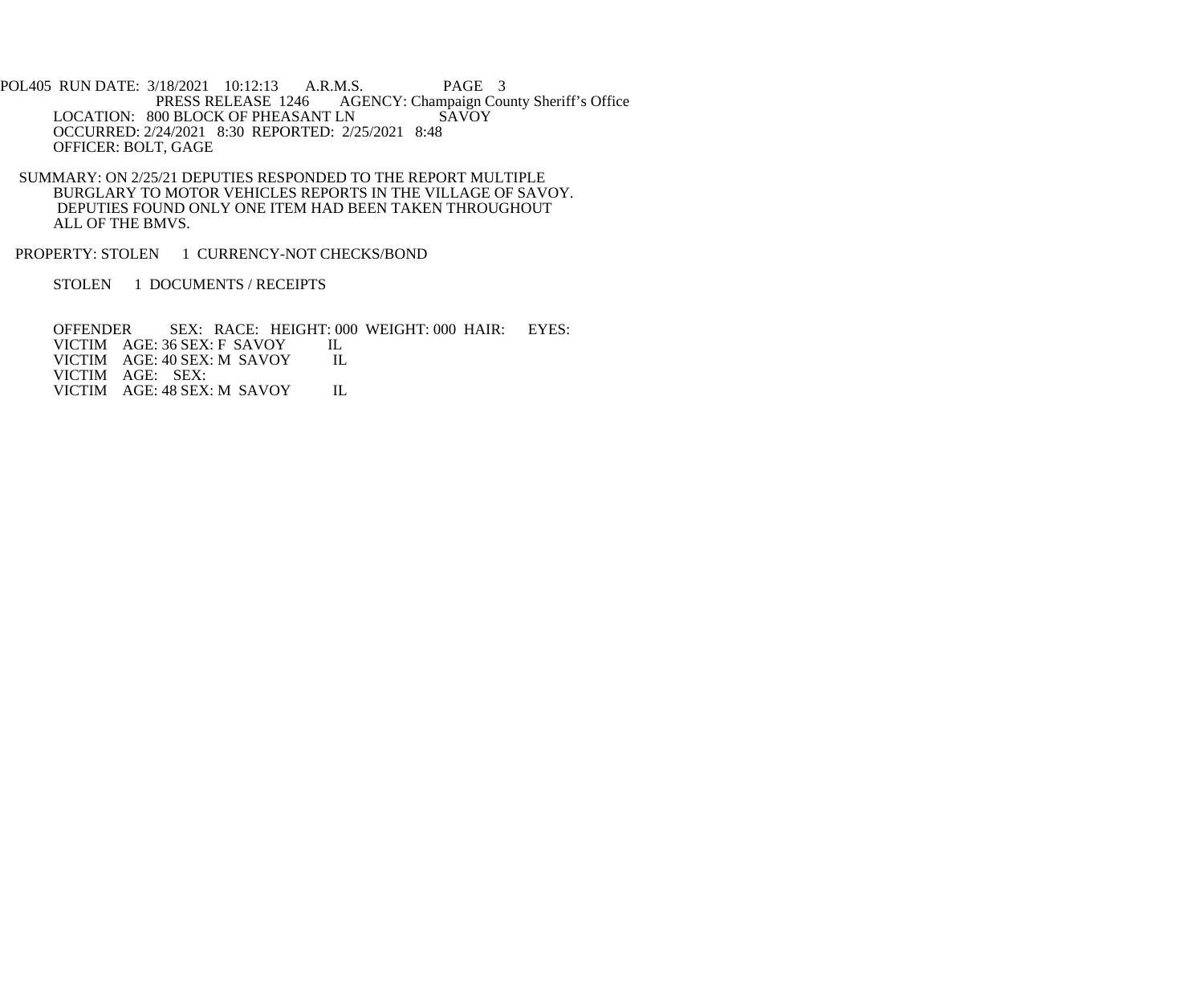POL405 RUN DATE: 3/18/2021 10:12:13 A.R.M.S.

PRESS RELEASE 1246 AGENCY: Champaign County Sheriff's Office

LOCATION: 800 BLOCK OF PHEASANT LN SAVOY

OCCURRED: 2/24/2021 8:30 REPORTED: 2/25/2021 8:48

OFFICER: BOLT, GAGE

SUMMARY: ON 2/25/21 DEPUTIES RESPONDED TO THE REPORT MULTIPLE BURGLARY TO MOTOR VEHICLES REPORTS IN THE VILLAGE OF SAVOY. DEPUTIES FOUND ONLY ONE ITEM HAD BEEN TAKEN THROUGHOUT ALL OF THE BMVS.

PROPERTY: STOLEN 1 CURRENCY-NOT CHECKS/BOND

STOLEN 1 DOCUMENTS / RECEIPTS

OFFENDER SEX: RACE: HEIGHT: 000 WEIGHT: 000 HAIR: EYES:

VICTIM AGE: 36 SEX: F SAVOY IL

VICTIM AGE: 40 SEX: M SAVOY IL

VICTIM AGE: SEX:

VICTIM AGE: 48 SEX: M SAVOY IL